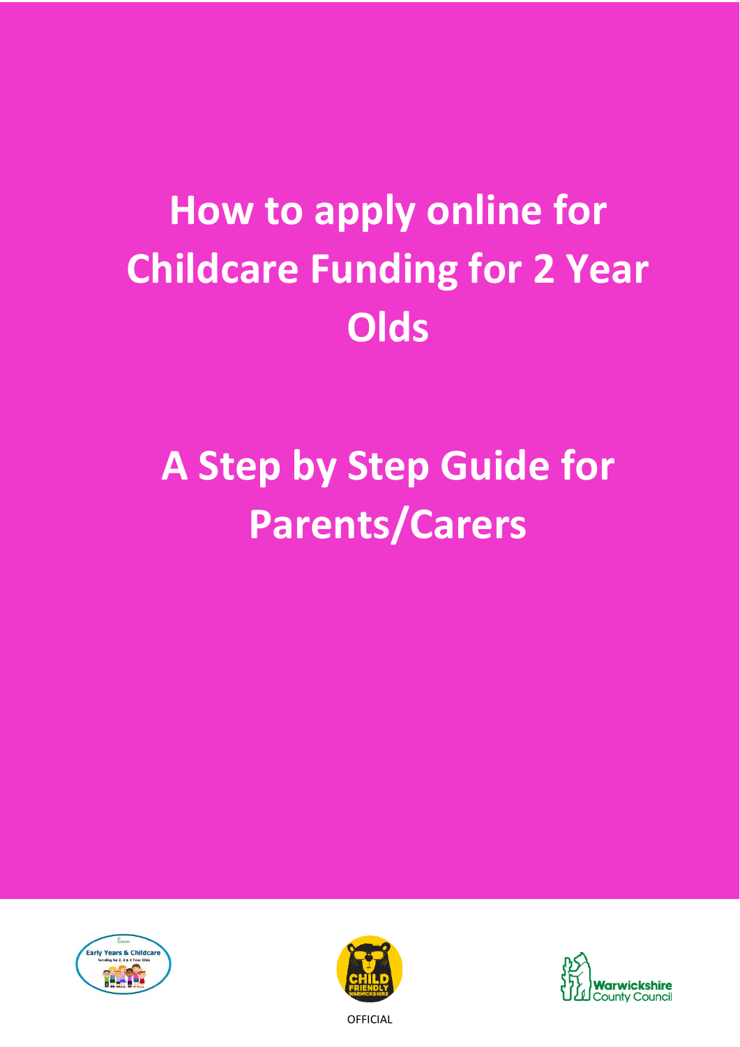# How to apply online for Childcare Funding for 2 Year Olds

# A Step by Step Guide for Parents/Carers

OFFICIAL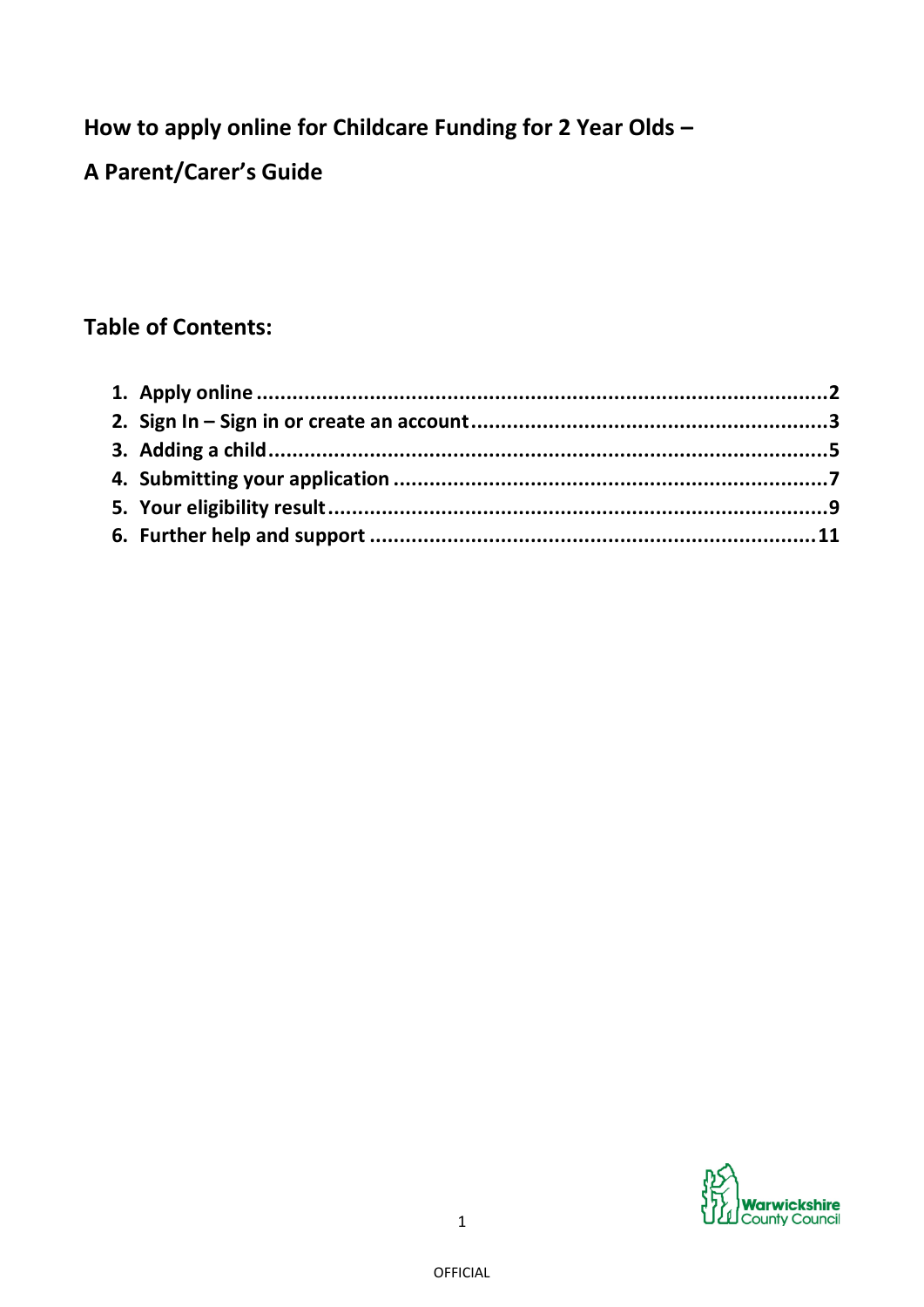# How to apply online for Childcare Funding for 2 Year Olds –

# A Parent/Carer's Guide

## Table of Contents:

1. **Apply online** ....... **2**
2. **Sign In – Sign in or create an account** ....... **3**
3. **Adding a child** ....... **5**
4. **Submitting your application** ....... **7**
5. **Your eligibility result** ....... **9**
6. **Further help and support** ....... **11**

OFFICIAL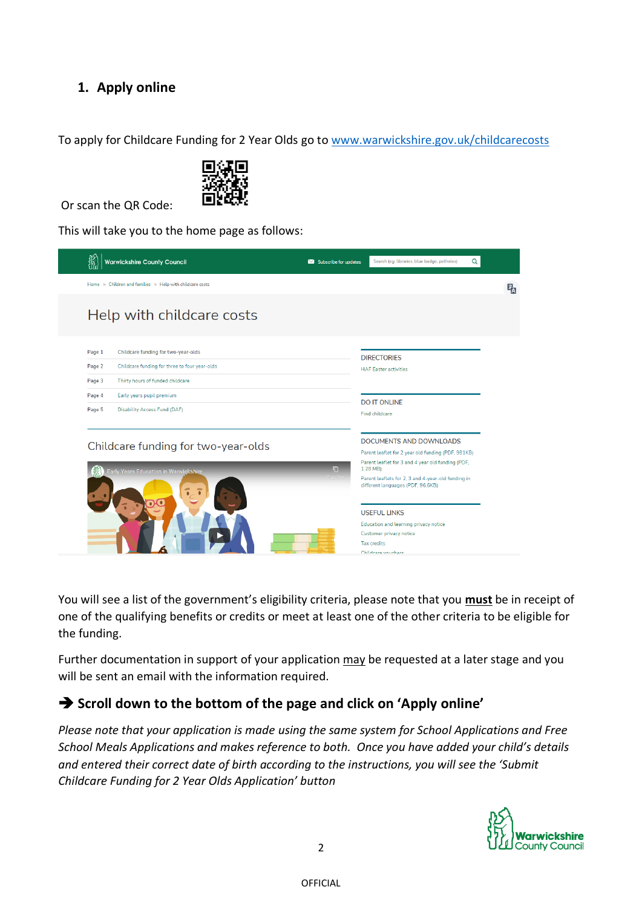## 1. Apply online

To apply for Childcare Funding for 2 Year Olds go to www.warwickshire.gov.uk/childcarecosts

Or scan the QR Code:

This will take you to the home page as follows:

You will see a list of the government's eligibility criteria, please note that you **must** be in receipt of one of the qualifying benefits or credits or meet at least one of the other criteria to be eligible for the funding.

Further documentation in support of your application may be requested at a later stage and you will be sent an email with the information required.

### ➔ Scroll down to the bottom of the page and click on 'Apply online'

*Please note that your application is made using the same system for School Applications and Free School Meals Applications and makes reference to both. Once you have added your child's details and entered their correct date of birth according to the instructions, you will see the 'Submit Childcare Funding for 2 Year Olds Application' button*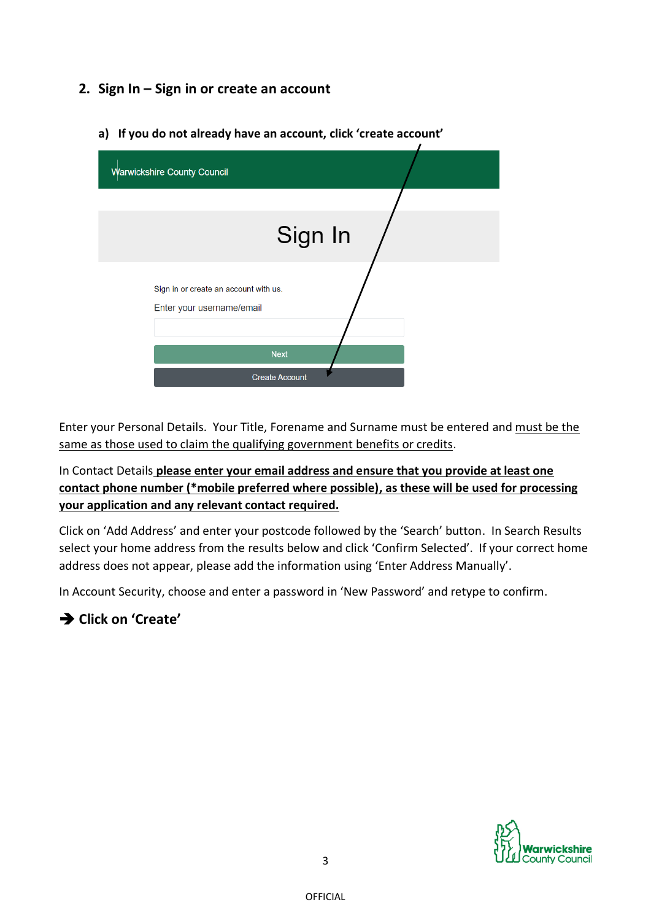## 2. Sign In – Sign in or create an account

### a) If you do not already have an account, click 'create account'

Warwickshire County Council

Sign In

Sign in or create an account with us.

Enter your username/email

Next

Create Account

Enter your Personal Details. Your Title, Forename and Surname must be entered and must be the same as those used to claim the qualifying government benefits or credits.

In Contact Details **please enter your email address and ensure that you provide at least one contact phone number (*mobile preferred where possible), as these will be used for processing your application and any relevant contact required.**

Click on 'Add Address' and enter your postcode followed by the 'Search' button. In Search Results select your home address from the results below and click 'Confirm Selected'. If your correct home address does not appear, please add the information using 'Enter Address Manually'.

In Account Security, choose and enter a password in 'New Password' and retype to confirm.

**➔ Click on 'Create'**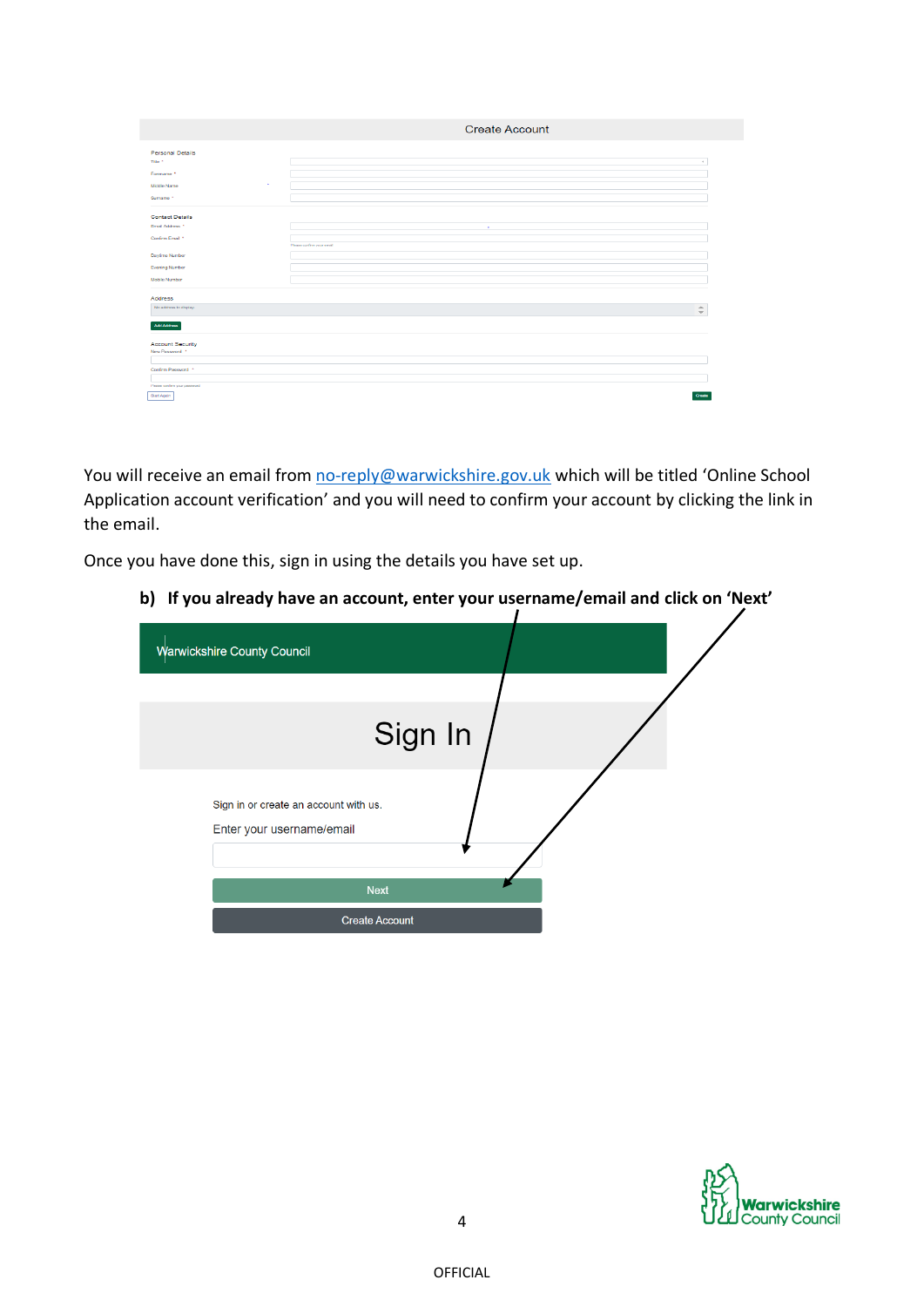You will receive an email from [no-reply@warwickshire.gov.uk](mailto:no-reply@warwickshire.gov.uk) which will be titled 'Online School Application account verification' and you will need to confirm your account by clicking the link in the email.

Once you have done this, sign in using the details you have set up.

**b) If you already have an account, enter your username/email and click on 'Next'**

OFFICIAL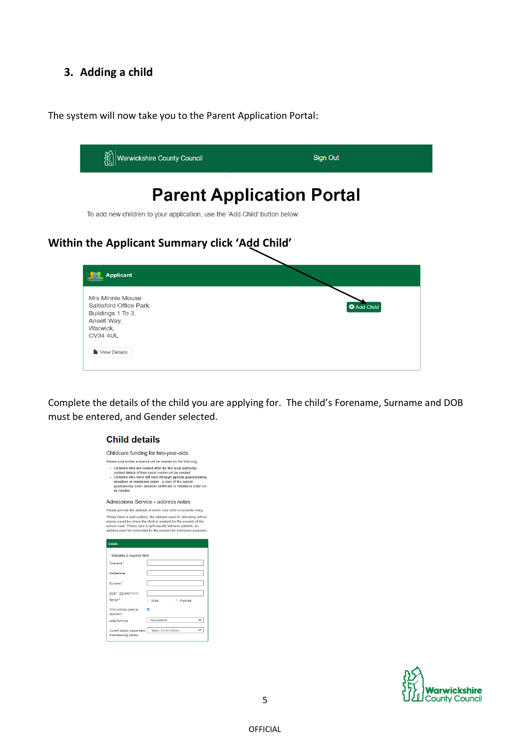## 3. Adding a child

The system will now take you to the Parent Application Portal:

Warwickshire County Council Sign Out

# Parent Application Portal

To add new children to your application, use the 'Add Child' button below.

### Within the Applicant Summary click 'Add Child'

**Applicant**

Mrs Minnie Mouse
Saltisford Office Park,
Buildings 1 To 3,
Ansell Way,
Warwick,
CV34 4UL

View Details

Add Child

Complete the details of the child you are applying for. The child's Forename, Surname and DOB must be entered, and Gender selected.

**Child details**

Childcare funding for two-year-olds

Please note further evidence will be needed for the following:

- Children who are looked after by the local authority - contact details of their social worker will be needed
- Children who have left care through special guardianship, adoption or residence order - a copy of the special guardianship order, adoption certificate or residence order will be needed

Admissions Service - address notes

Please provide the address at which your child is currently living.

Where there is split custody, the address used for allocating school places would be where the child is resident for the majority of the school week. Where care is split equally between parents, an address must be nominated by the parents for admission purposes.

Details

\* indicates a required field

- Forename\*
- Middlename
- Surname\*
- DOB\* (DD/MM/YYYY)
- Gender\* — Male / Female
- Child address same as Applicant?
- Local Authority — Warwickshire
- Current School (Leave blank if not attending School) — - Select Current School -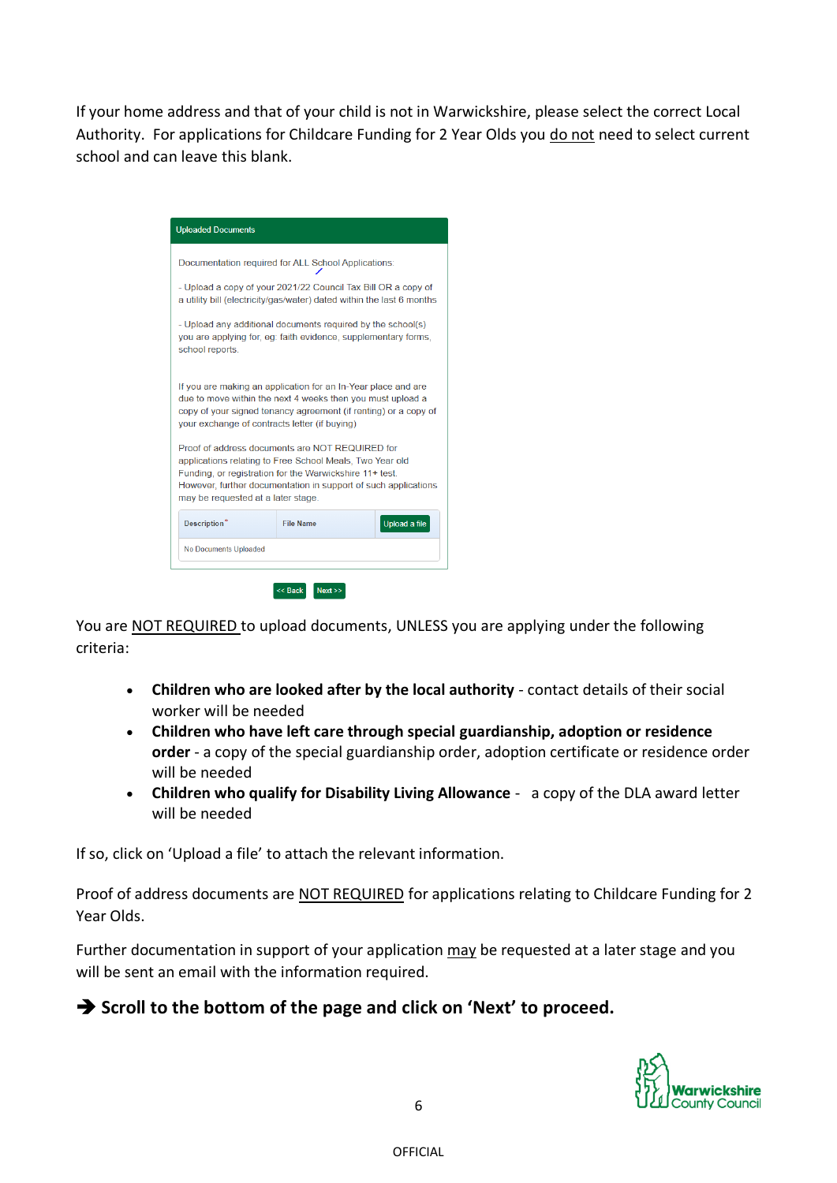If your home address and that of your child is not in Warwickshire, please select the correct Local Authority. For applications for Childcare Funding for 2 Year Olds you do not need to select current school and can leave this blank.

**Uploaded Documents**

Documentation required for ALL School Applications:

- Upload a copy of your 2021/22 Council Tax Bill OR a copy of a utility bill (electricity/gas/water) dated within the last 6 months

- Upload any additional documents required by the school(s) you are applying for, eg: faith evidence, supplementary forms, school reports.

If you are making an application for an In-Year place and are due to move within the next 4 weeks then you must upload a copy of your signed tenancy agreement (if renting) or a copy of your exchange of contracts letter (if buying)

Proof of address documents are NOT REQUIRED for applications relating to Free School Meals, Two Year old Funding, or registration for the Warwickshire 11+ test. However, further documentation in support of such applications may be requested at a later stage.

| Description* | File Name | Upload a file |
|---|---|---|
| No Documents Uploaded | | |

<< Back    Next >>

You are NOT REQUIRED to upload documents, UNLESS you are applying under the following criteria:

- **Children who are looked after by the local authority** - contact details of their social worker will be needed
- **Children who have left care through special guardianship, adoption or residence order** - a copy of the special guardianship order, adoption certificate or residence order will be needed
- **Children who qualify for Disability Living Allowance** - a copy of the DLA award letter will be needed

If so, click on 'Upload a file' to attach the relevant information.

Proof of address documents are NOT REQUIRED for applications relating to Childcare Funding for 2 Year Olds.

Further documentation in support of your application may be requested at a later stage and you will be sent an email with the information required.

**➔ Scroll to the bottom of the page and click on 'Next' to proceed.**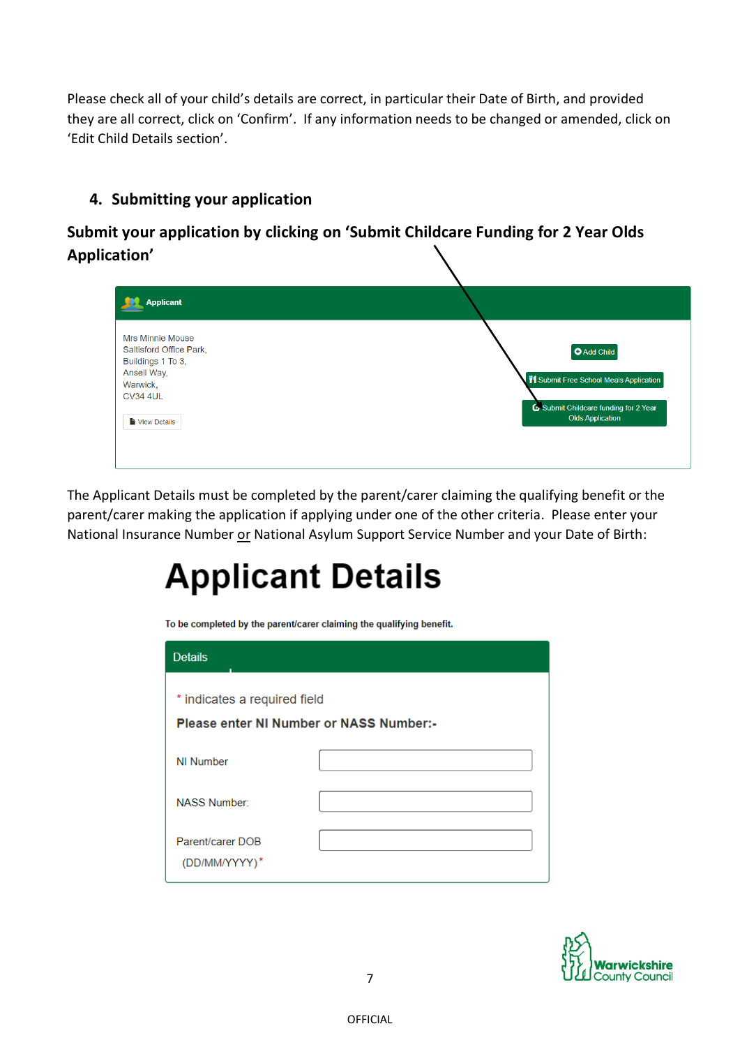Please check all of your child's details are correct, in particular their Date of Birth, and provided they are all correct, click on 'Confirm'. If any information needs to be changed or amended, click on 'Edit Child Details section'.

## 4. Submitting your application

**Submit your application by clicking on 'Submit Childcare Funding for 2 Year Olds Application'**

**Applicant**

Mrs Minnie Mouse
Saltisford Office Park,
Buildings 1 To 3,
Ansell Way,
Warwick,
CV34 4UL

View Details

Add Child

Submit Free School Meals Application

Submit Childcare funding for 2 Year Olds Application

The Applicant Details must be completed by the parent/carer claiming the qualifying benefit or the parent/carer making the application if applying under one of the other criteria. Please enter your National Insurance Number or National Asylum Support Service Number and your Date of Birth:

# Applicant Details

**To be completed by the parent/carer claiming the qualifying benefit.**

**Details**

\* indicates a required field

**Please enter NI Number or NASS Number:-**

NI Number

NASS Number:

Parent/carer DOB (DD/MM/YYYY) *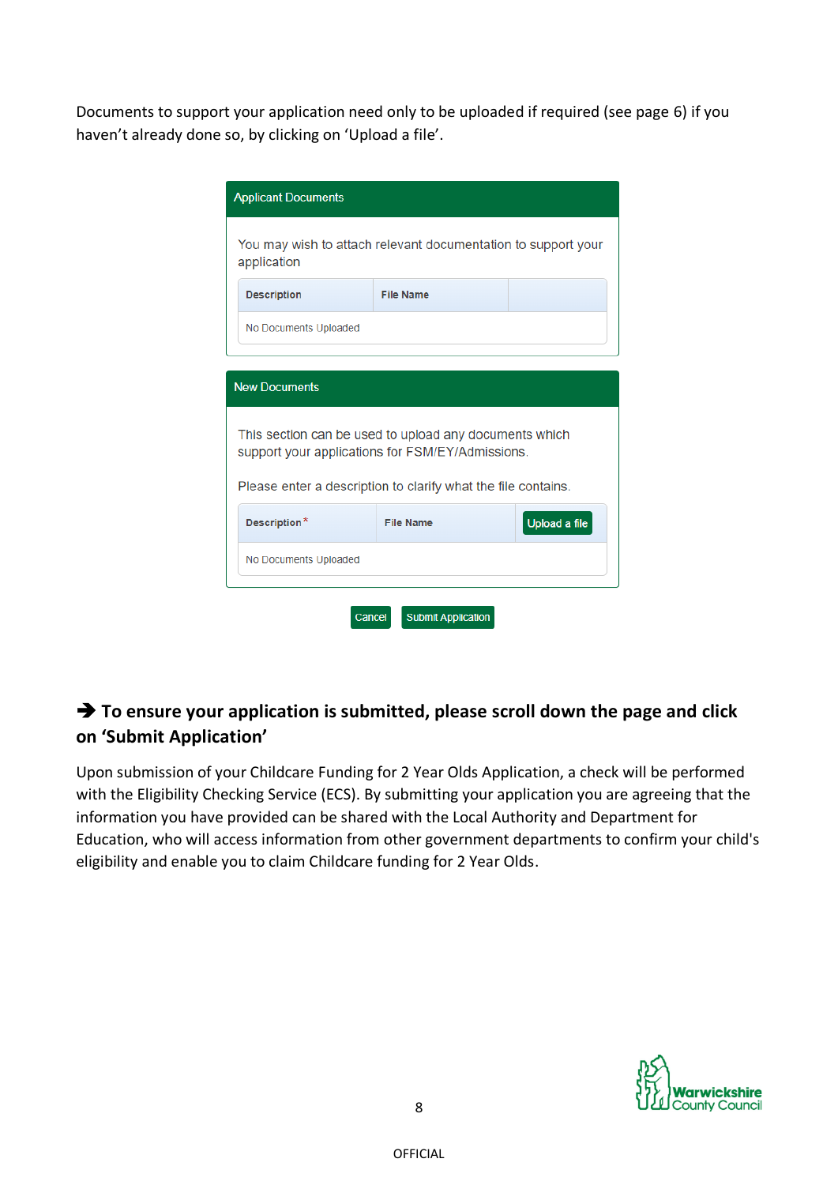Documents to support your application need only to be uploaded if required (see page 6) if you haven't already done so, by clicking on 'Upload a file'.

**Applicant Documents**

You may wish to attach relevant documentation to support your application

| Description | File Name | |
|---|---|---|
| No Documents Uploaded | | |

**New Documents**

This section can be used to upload any documents which support your applications for FSM/EY/Admissions.

Please enter a description to clarify what the file contains.

| Description* | File Name | Upload a file |
|---|---|---|
| No Documents Uploaded | | |

Cancel | Submit Application

### ➔ To ensure your application is submitted, please scroll down the page and click on 'Submit Application'

Upon submission of your Childcare Funding for 2 Year Olds Application, a check will be performed with the Eligibility Checking Service (ECS). By submitting your application you are agreeing that the information you have provided can be shared with the Local Authority and Department for Education, who will access information from other government departments to confirm your child's eligibility and enable you to claim Childcare funding for 2 Year Olds.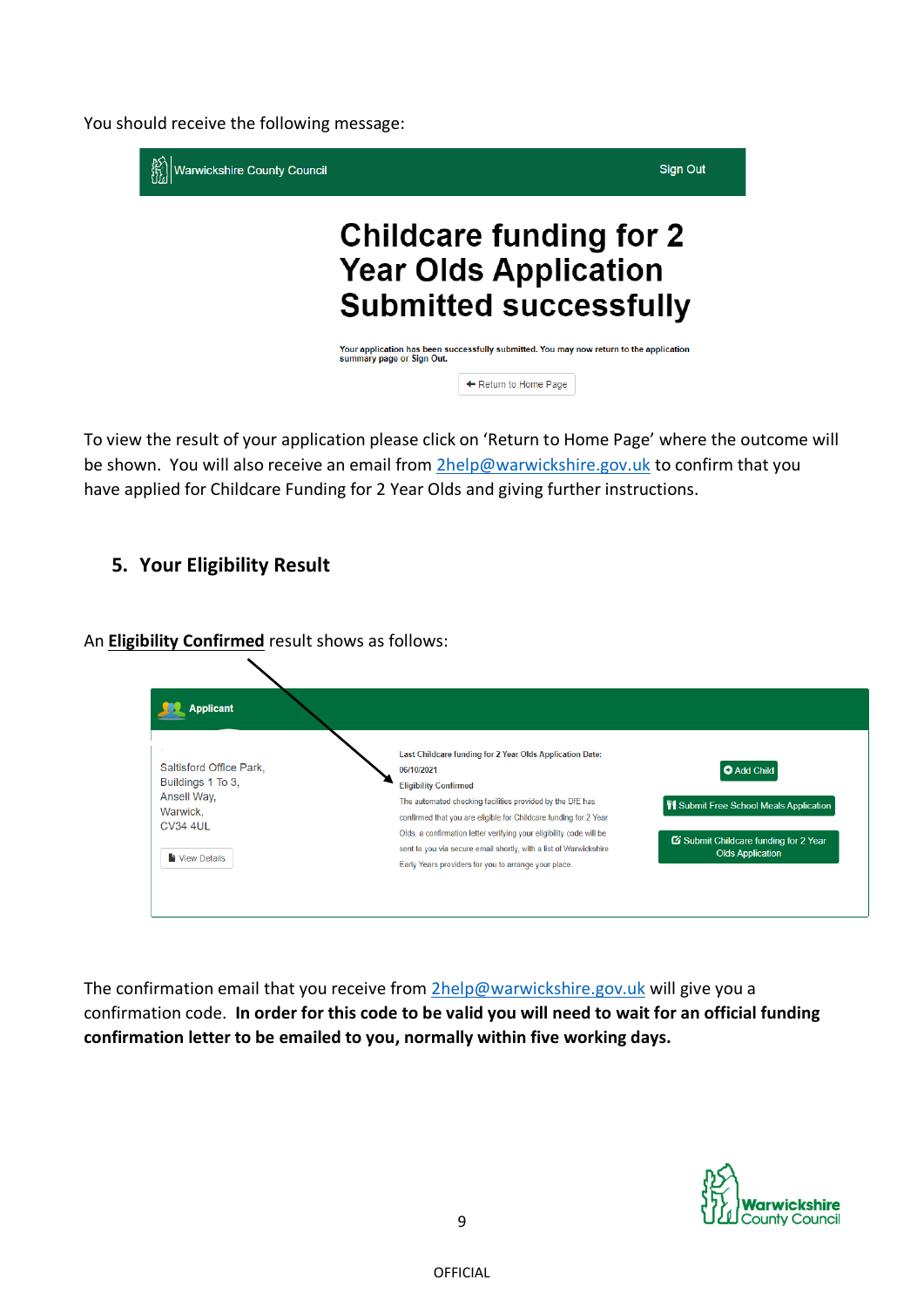You should receive the following message:

Warwickshire County Council | Sign Out

# Childcare funding for 2 Year Olds Application Submitted successfully

Your application has been successfully submitted. You may now return to the application summary page or Sign Out.

Return to Home Page

To view the result of your application please click on 'Return to Home Page' where the outcome will be shown. You will also receive an email from 2help@warwickshire.gov.uk to confirm that you have applied for Childcare Funding for 2 Year Olds and giving further instructions.

## 5. Your Eligibility Result

An **Eligibility Confirmed** result shows as follows:

Applicant

Saltisford Office Park,
Buildings 1 To 3,
Ansell Way,
Warwick,
CV34 4UL

View Details

Last Childcare funding for 2 Year Olds Application Date:
06/10/2021
Eligibility Confirmed
The automated checking facilities provided by the DfE has confirmed that you are eligible for Childcare funding for 2 Year Olds, a confirmation letter verifying your eligibility code will be sent to you via secure email shortly, with a list of Warwickshire Early Years providers for you to arrange your place.

Add Child

Submit Free School Meals Application

Submit Childcare funding for 2 Year Olds Application

The confirmation email that you receive from 2help@warwickshire.gov.uk will give you a confirmation code. **In order for this code to be valid you will need to wait for an official funding confirmation letter to be emailed to you, normally within five working days.**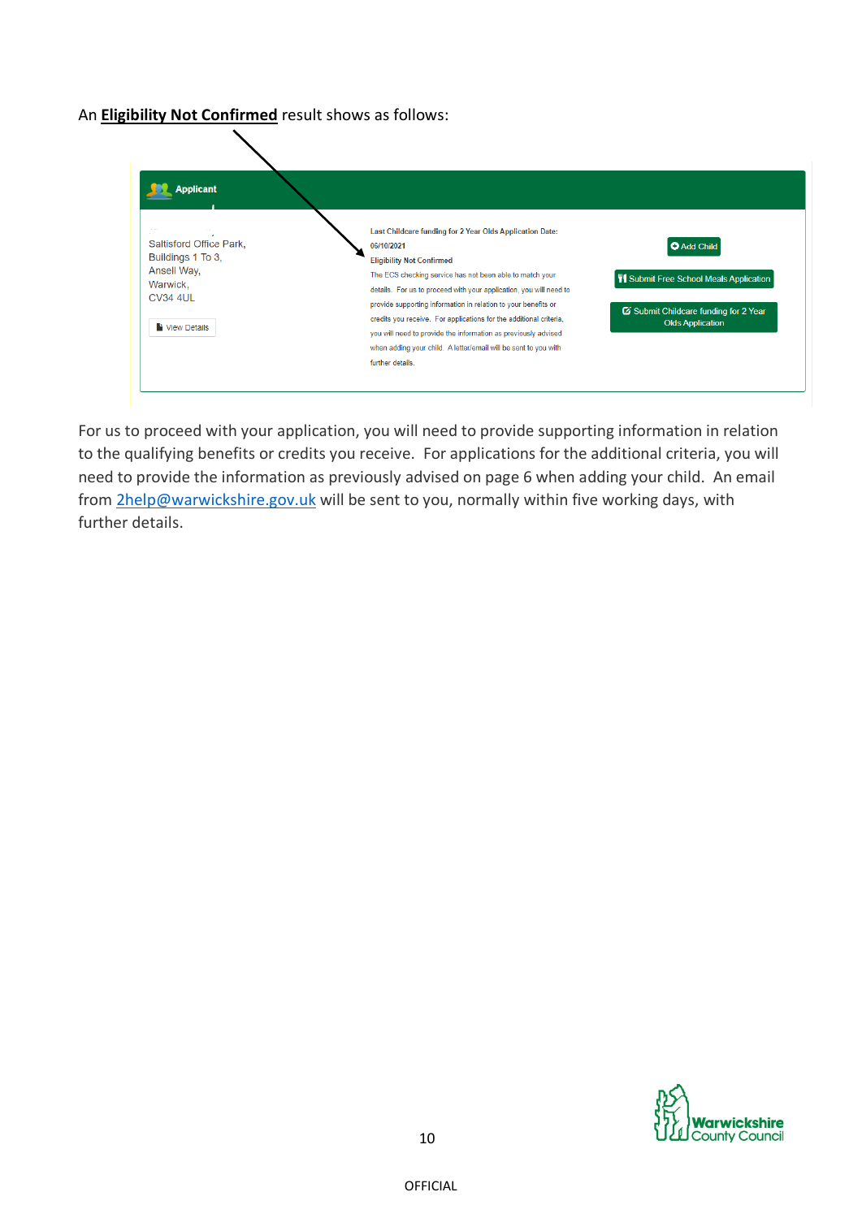An **Eligibility Not Confirmed** result shows as follows:

Applicant

Saltisford Office Park,
Buildings 1 To 3,
Ansell Way,
Warwick,
CV34 4UL

View Details

Last Childcare funding for 2 Year Olds Application Date:
06/10/2021
Eligibility Not Confirmed
The ECS checking service has not been able to match your details. For us to proceed with your application, you will need to provide supporting information in relation to your benefits or credits you receive. For applications for the additional criteria, you will need to provide the information as previously advised when adding your child. A letter/email will be sent to you with further details.

Add Child

Submit Free School Meals Application

Submit Childcare funding for 2 Year Olds Application

For us to proceed with your application, you will need to provide supporting information in relation to the qualifying benefits or credits you receive. For applications for the additional criteria, you will need to provide the information as previously advised on page 6 when adding your child. An email from 2help@warwickshire.gov.uk will be sent to you, normally within five working days, with further details.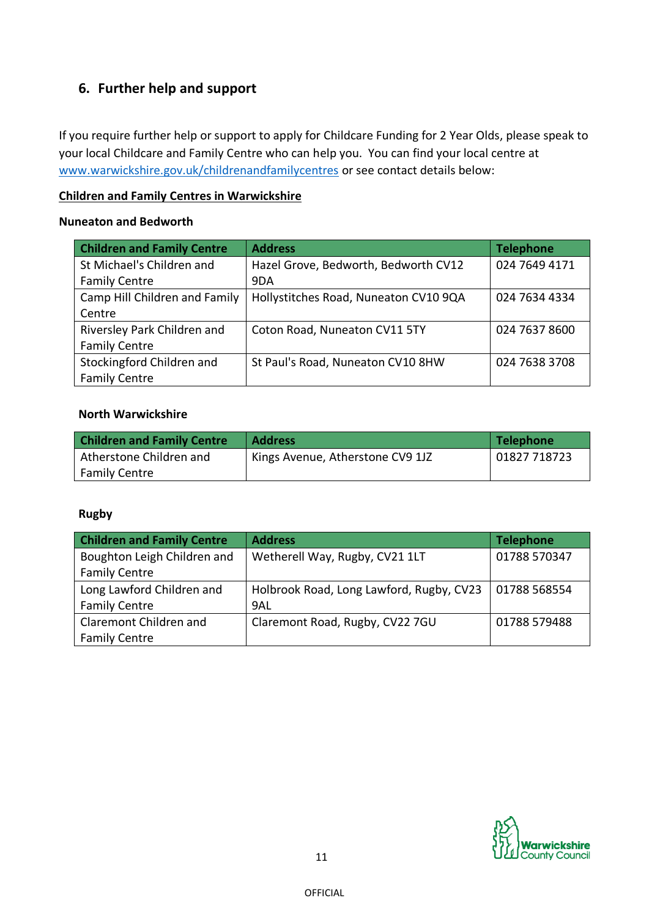## 6. Further help and support

If you require further help or support to apply for Childcare Funding for 2 Year Olds, please speak to your local Childcare and Family Centre who can help you. You can find your local centre at www.warwickshire.gov.uk/childrenandfamilycentres or see contact details below:

**Children and Family Centres in Warwickshire**

**Nuneaton and Bedworth**

| Children and Family Centre | Address | Telephone |
|---|---|---|
| St Michael's Children and Family Centre | Hazel Grove, Bedworth, Bedworth CV12 9DA | 024 7649 4171 |
| Camp Hill Children and Family Centre | Hollystitches Road, Nuneaton CV10 9QA | 024 7634 4334 |
| Riversley Park Children and Family Centre | Coton Road, Nuneaton CV11 5TY | 024 7637 8600 |
| Stockingford Children and Family Centre | St Paul's Road, Nuneaton CV10 8HW | 024 7638 3708 |

**North Warwickshire**

| Children and Family Centre | Address | Telephone |
|---|---|---|
| Atherstone Children and Family Centre | Kings Avenue, Atherstone CV9 1JZ | 01827 718723 |

**Rugby**

| Children and Family Centre | Address | Telephone |
|---|---|---|
| Boughton Leigh Children and Family Centre | Wetherell Way, Rugby, CV21 1LT | 01788 570347 |
| Long Lawford Children and Family Centre | Holbrook Road, Long Lawford, Rugby, CV23 9AL | 01788 568554 |
| Claremont Children and Family Centre | Claremont Road, Rugby, CV22 7GU | 01788 579488 |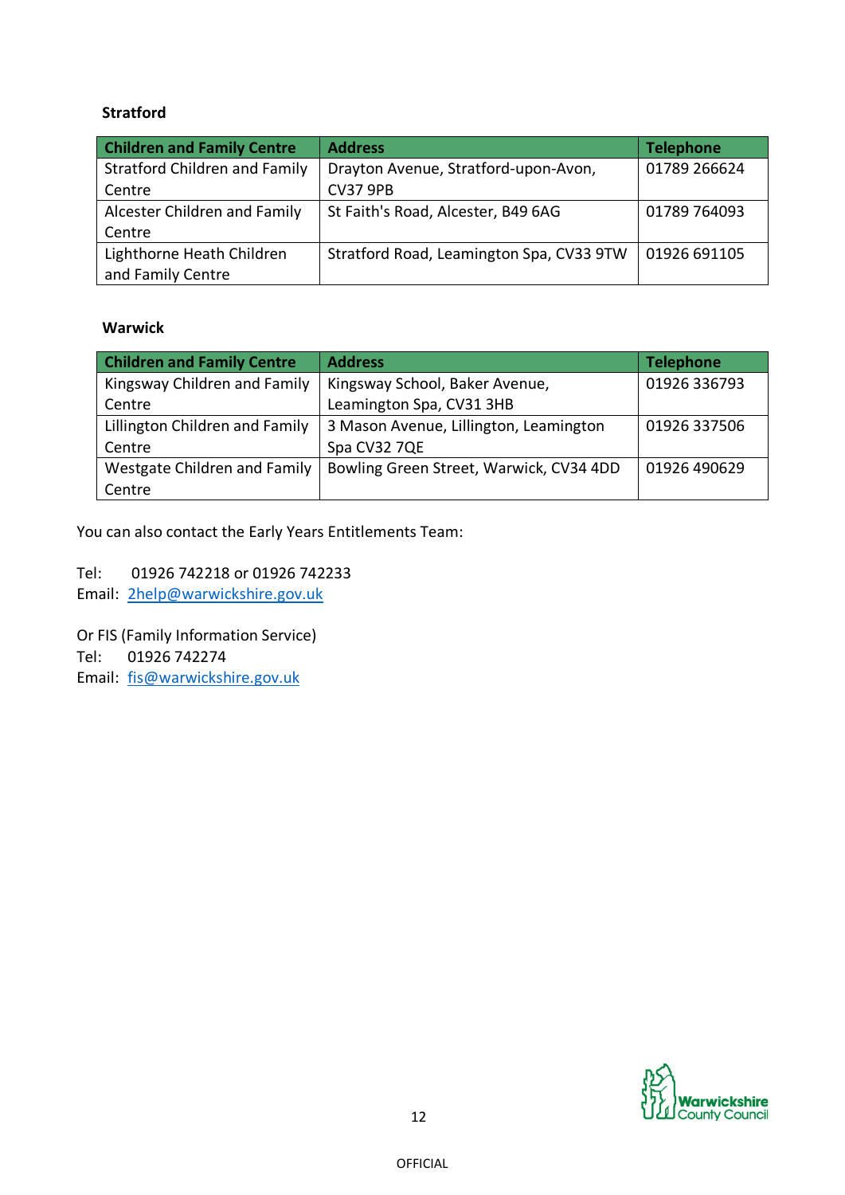### Stratford

| Children and Family Centre | Address | Telephone |
|---|---|---|
| Stratford Children and Family Centre | Drayton Avenue, Stratford-upon-Avon, CV37 9PB | 01789 266624 |
| Alcester Children and Family Centre | St Faith's Road, Alcester, B49 6AG | 01789 764093 |
| Lighthorne Heath Children and Family Centre | Stratford Road, Leamington Spa, CV33 9TW | 01926 691105 |

### Warwick

| Children and Family Centre | Address | Telephone |
|---|---|---|
| Kingsway Children and Family Centre | Kingsway School, Baker Avenue, Leamington Spa, CV31 3HB | 01926 336793 |
| Lillington Children and Family Centre | 3 Mason Avenue, Lillington, Leamington Spa CV32 7QE | 01926 337506 |
| Westgate Children and Family Centre | Bowling Green Street, Warwick, CV34 4DD | 01926 490629 |

You can also contact the Early Years Entitlements Team:

Tel: 01926 742218 or 01926 742233
Email: 2help@warwickshire.gov.uk

Or FIS (Family Information Service)
Tel: 01926 742274
Email: fis@warwickshire.gov.uk